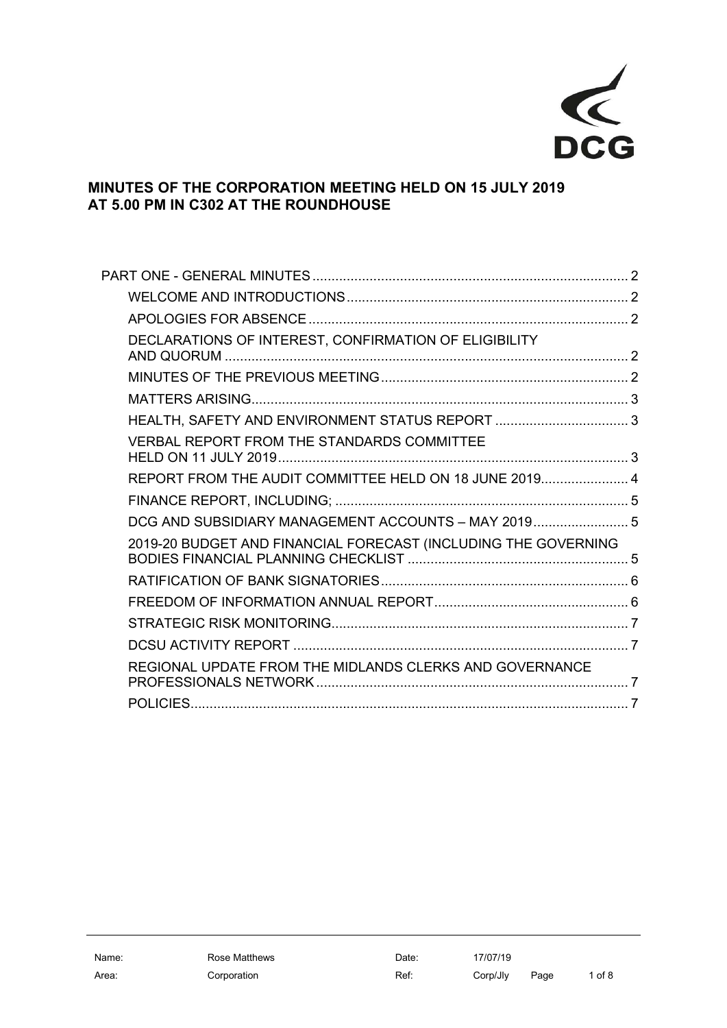DCG

# MINUTES OF THE CORPORATION MEETING HELD ON 15 JULY 2019 AT 5.00 PM IN C302 AT THE ROUNDHOUSE

- PART ONE - GENERAL MINUTES .......... 2
  - WELCOME AND INTRODUCTIONS .......... 2
  - APOLOGIES FOR ABSENCE .......... 2
  - DECLARATIONS OF INTEREST, CONFIRMATION OF ELIGIBILITY AND QUORUM .......... 2
  - MINUTES OF THE PREVIOUS MEETING .......... 2
  - MATTERS ARISING .......... 3
  - HEALTH, SAFETY AND ENVIRONMENT STATUS REPORT .......... 3
  - VERBAL REPORT FROM THE STANDARDS COMMITTEE HELD ON 11 JULY 2019 .......... 3
  - REPORT FROM THE AUDIT COMMITTEE HELD ON 18 JUNE 2019 .......... 4
  - FINANCE REPORT, INCLUDING; .......... 5
  - DCG AND SUBSIDIARY MANAGEMENT ACCOUNTS – MAY 2019 .......... 5
  - 2019-20 BUDGET AND FINANCIAL FORECAST (INCLUDING THE GOVERNING BODIES FINANCIAL PLANNING CHECKLIST .......... 5
  - RATIFICATION OF BANK SIGNATORIES .......... 6
  - FREEDOM OF INFORMATION ANNUAL REPORT .......... 6
  - STRATEGIC RISK MONITORING .......... 7
  - DCSU ACTIVITY REPORT .......... 7
  - REGIONAL UPDATE FROM THE MIDLANDS CLERKS AND GOVERNANCE PROFESSIONALS NETWORK .......... 7
  - POLICIES .......... 7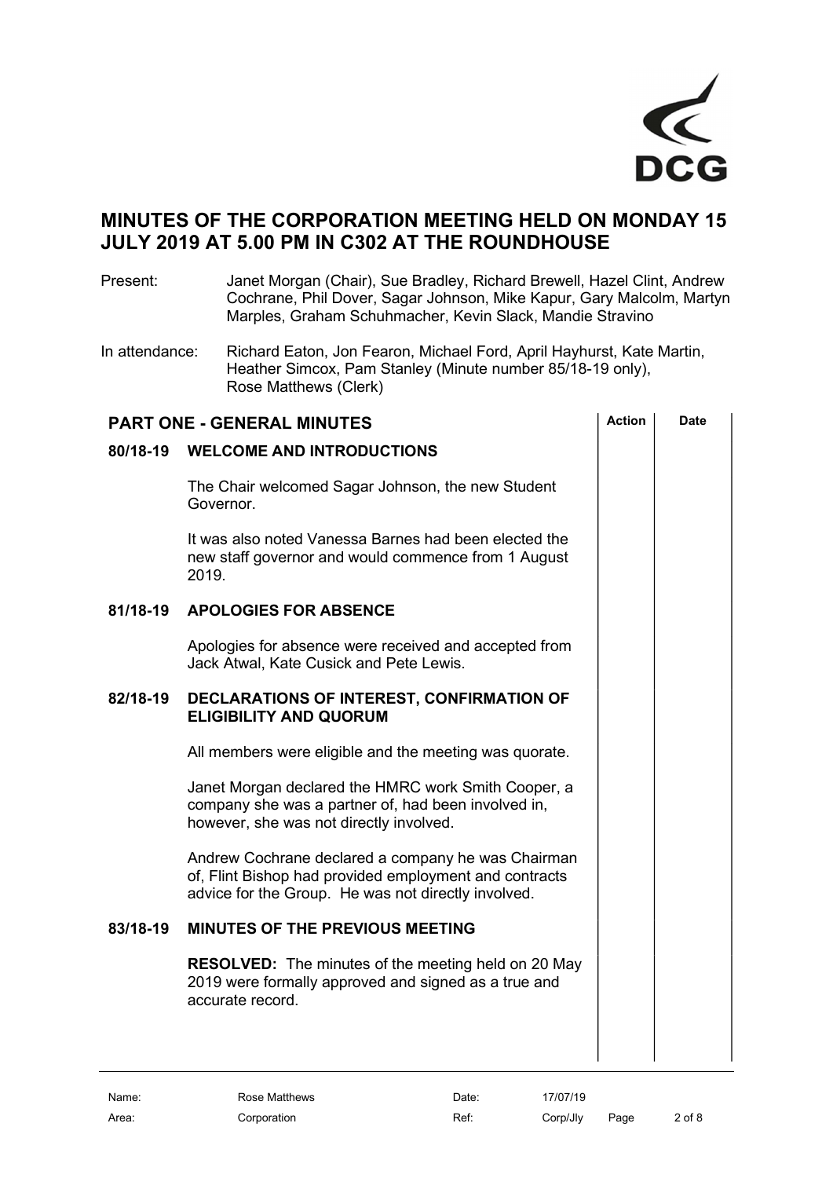DCG

# MINUTES OF THE CORPORATION MEETING HELD ON MONDAY 15 JULY 2019 AT 5.00 PM IN C302 AT THE ROUNDHOUSE

Present: Janet Morgan (Chair), Sue Bradley, Richard Brewell, Hazel Clint, Andrew Cochrane, Phil Dover, Sagar Johnson, Mike Kapur, Gary Malcolm, Martyn Marples, Graham Schuhmacher, Kevin Slack, Mandie Stravino

In attendance: Richard Eaton, Jon Fearon, Michael Ford, April Hayhurst, Kate Martin, Heather Simcox, Pam Stanley (Minute number 85/18-19 only), Rose Matthews (Clerk)

## PART ONE - GENERAL MINUTES

| | | Action | Date |
|---|---|---|---|
| **80/18-19** | **WELCOME AND INTRODUCTIONS** | | |
| | The Chair welcomed Sagar Johnson, the new Student Governor. | | |
| | It was also noted Vanessa Barnes had been elected the new staff governor and would commence from 1 August 2019. | | |
| **81/18-19** | **APOLOGIES FOR ABSENCE** | | |
| | Apologies for absence were received and accepted from Jack Atwal, Kate Cusick and Pete Lewis. | | |
| **82/18-19** | **DECLARATIONS OF INTEREST, CONFIRMATION OF ELIGIBILITY AND QUORUM** | | |
| | All members were eligible and the meeting was quorate. | | |
| | Janet Morgan declared the HMRC work Smith Cooper, a company she was a partner of, had been involved in, however, she was not directly involved. | | |
| | Andrew Cochrane declared a company he was Chairman of, Flint Bishop had provided employment and contracts advice for the Group. He was not directly involved. | | |
| **83/18-19** | **MINUTES OF THE PREVIOUS MEETING** | | |
| | **RESOLVED:** The minutes of the meeting held on 20 May 2019 were formally approved and signed as a true and accurate record. | | |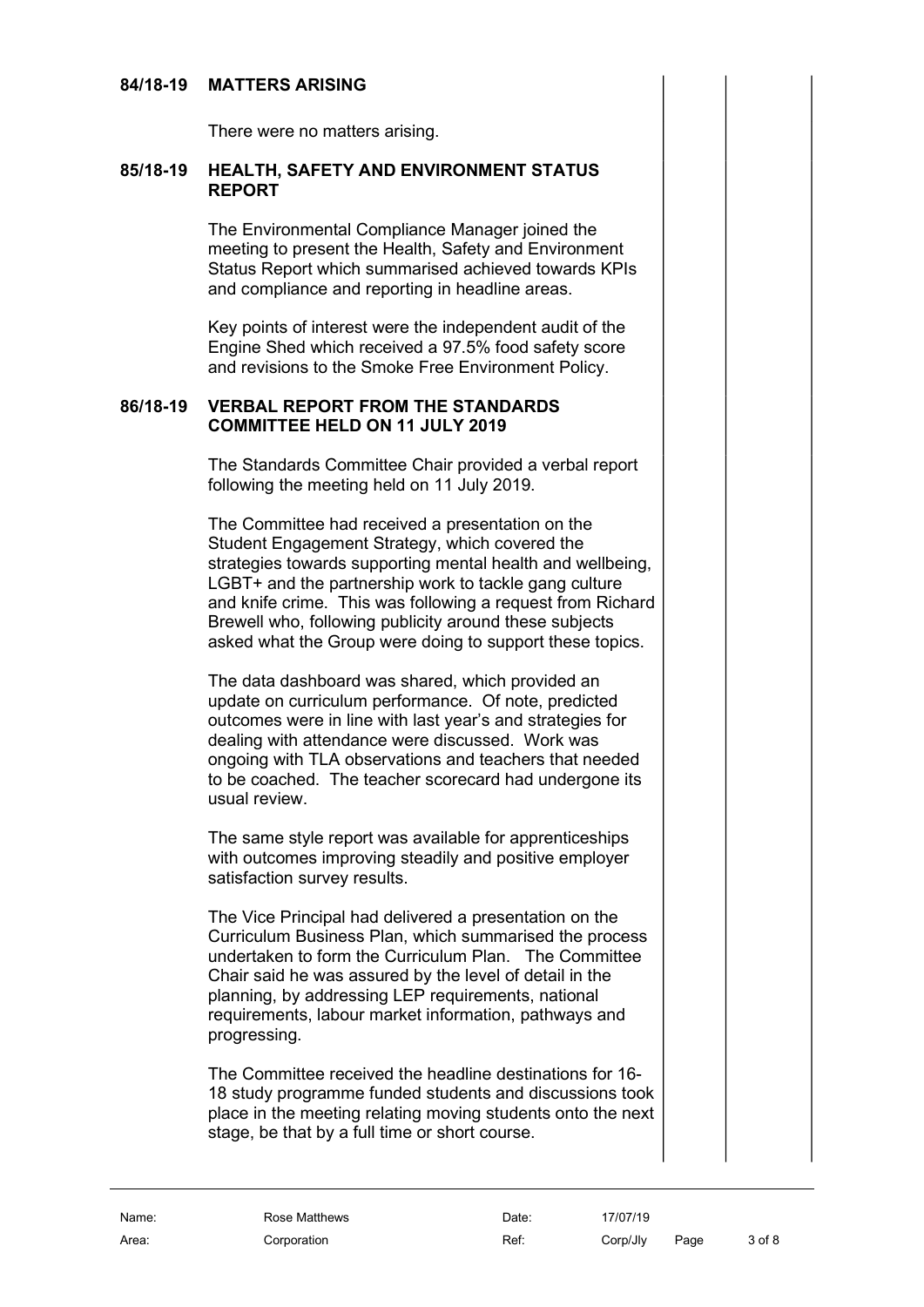### 84/18-19 MATTERS ARISING

There were no matters arising.

### 85/18-19 HEALTH, SAFETY AND ENVIRONMENT STATUS REPORT

The Environmental Compliance Manager joined the meeting to present the Health, Safety and Environment Status Report which summarised achieved towards KPIs and compliance and reporting in headline areas.

Key points of interest were the independent audit of the Engine Shed which received a 97.5% food safety score and revisions to the Smoke Free Environment Policy.

### 86/18-19 VERBAL REPORT FROM THE STANDARDS COMMITTEE HELD ON 11 JULY 2019

The Standards Committee Chair provided a verbal report following the meeting held on 11 July 2019.

The Committee had received a presentation on the Student Engagement Strategy, which covered the strategies towards supporting mental health and wellbeing, LGBT+ and the partnership work to tackle gang culture and knife crime. This was following a request from Richard Brewell who, following publicity around these subjects asked what the Group were doing to support these topics.

The data dashboard was shared, which provided an update on curriculum performance. Of note, predicted outcomes were in line with last year's and strategies for dealing with attendance were discussed. Work was ongoing with TLA observations and teachers that needed to be coached. The teacher scorecard had undergone its usual review.

The same style report was available for apprenticeships with outcomes improving steadily and positive employer satisfaction survey results.

The Vice Principal had delivered a presentation on the Curriculum Business Plan, which summarised the process undertaken to form the Curriculum Plan. The Committee Chair said he was assured by the level of detail in the planning, by addressing LEP requirements, national requirements, labour market information, pathways and progressing.

The Committee received the headline destinations for 16-18 study programme funded students and discussions took place in the meeting relating moving students onto the next stage, be that by a full time or short course.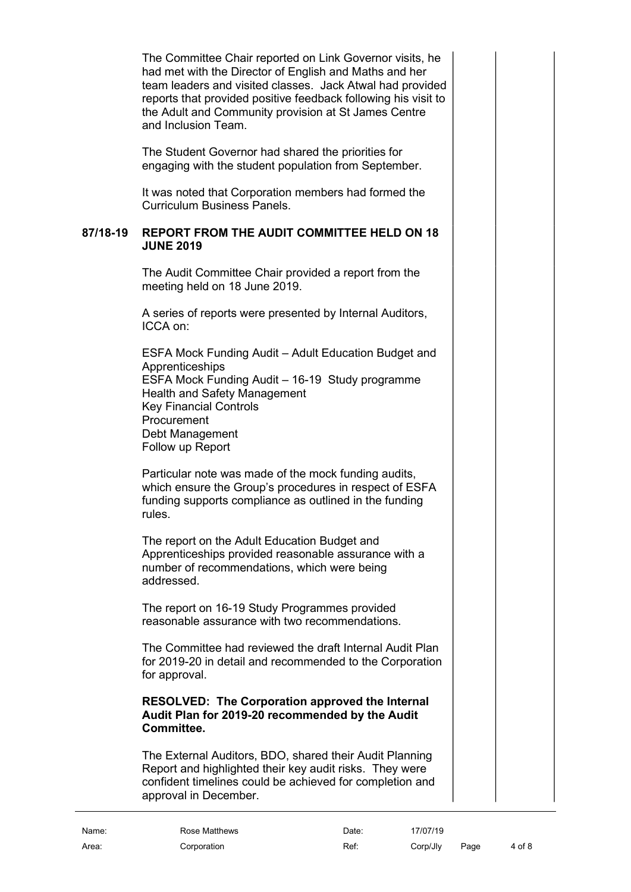The Committee Chair reported on Link Governor visits, he had met with the Director of English and Maths and her team leaders and visited classes. Jack Atwal had provided reports that provided positive feedback following his visit to the Adult and Community provision at St James Centre and Inclusion Team.

The Student Governor had shared the priorities for engaging with the student population from September.

It was noted that Corporation members had formed the Curriculum Business Panels.

**87/18-19 REPORT FROM THE AUDIT COMMITTEE HELD ON 18 JUNE 2019**

The Audit Committee Chair provided a report from the meeting held on 18 June 2019.

A series of reports were presented by Internal Auditors, ICCA on:

ESFA Mock Funding Audit – Adult Education Budget and Apprenticeships
ESFA Mock Funding Audit – 16-19 Study programme
Health and Safety Management
Key Financial Controls
Procurement
Debt Management
Follow up Report

Particular note was made of the mock funding audits, which ensure the Group's procedures in respect of ESFA funding supports compliance as outlined in the funding rules.

The report on the Adult Education Budget and Apprenticeships provided reasonable assurance with a number of recommendations, which were being addressed.

The report on 16-19 Study Programmes provided reasonable assurance with two recommendations.

The Committee had reviewed the draft Internal Audit Plan for 2019-20 in detail and recommended to the Corporation for approval.

**RESOLVED: The Corporation approved the Internal Audit Plan for 2019-20 recommended by the Audit Committee.**

The External Auditors, BDO, shared their Audit Planning Report and highlighted their key audit risks. They were confident timelines could be achieved for completion and approval in December.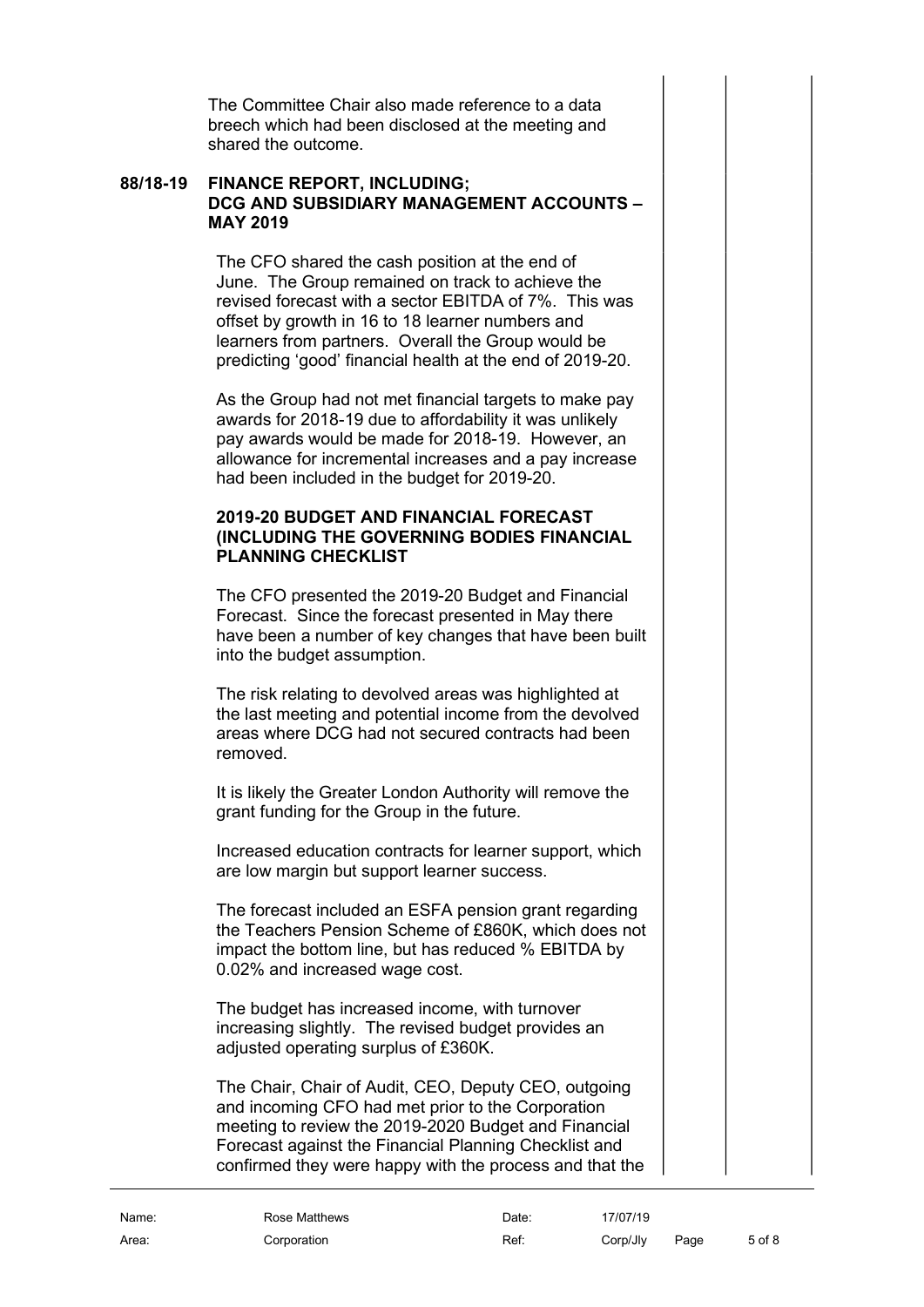The Committee Chair also made reference to a data breech which had been disclosed at the meeting and shared the outcome.

**88/18-19 FINANCE REPORT, INCLUDING; DCG AND SUBSIDIARY MANAGEMENT ACCOUNTS – MAY 2019**

The CFO shared the cash position at the end of June. The Group remained on track to achieve the revised forecast with a sector EBITDA of 7%. This was offset by growth in 16 to 18 learner numbers and learners from partners. Overall the Group would be predicting 'good' financial health at the end of 2019-20.

As the Group had not met financial targets to make pay awards for 2018-19 due to affordability it was unlikely pay awards would be made for 2018-19. However, an allowance for incremental increases and a pay increase had been included in the budget for 2019-20.

**2019-20 BUDGET AND FINANCIAL FORECAST (INCLUDING THE GOVERNING BODIES FINANCIAL PLANNING CHECKLIST**

The CFO presented the 2019-20 Budget and Financial Forecast. Since the forecast presented in May there have been a number of key changes that have been built into the budget assumption.

The risk relating to devolved areas was highlighted at the last meeting and potential income from the devolved areas where DCG had not secured contracts had been removed.

It is likely the Greater London Authority will remove the grant funding for the Group in the future.

Increased education contracts for learner support, which are low margin but support learner success.

The forecast included an ESFA pension grant regarding the Teachers Pension Scheme of £860K, which does not impact the bottom line, but has reduced % EBITDA by 0.02% and increased wage cost.

The budget has increased income, with turnover increasing slightly. The revised budget provides an adjusted operating surplus of £360K.

The Chair, Chair of Audit, CEO, Deputy CEO, outgoing and incoming CFO had met prior to the Corporation meeting to review the 2019-2020 Budget and Financial Forecast against the Financial Planning Checklist and confirmed they were happy with the process and that the

| Name: | Rose Matthews | Date: | 17/07/19 |
|---|---|---|---|
| Area: | Corporation | Ref: | Corp/Jly |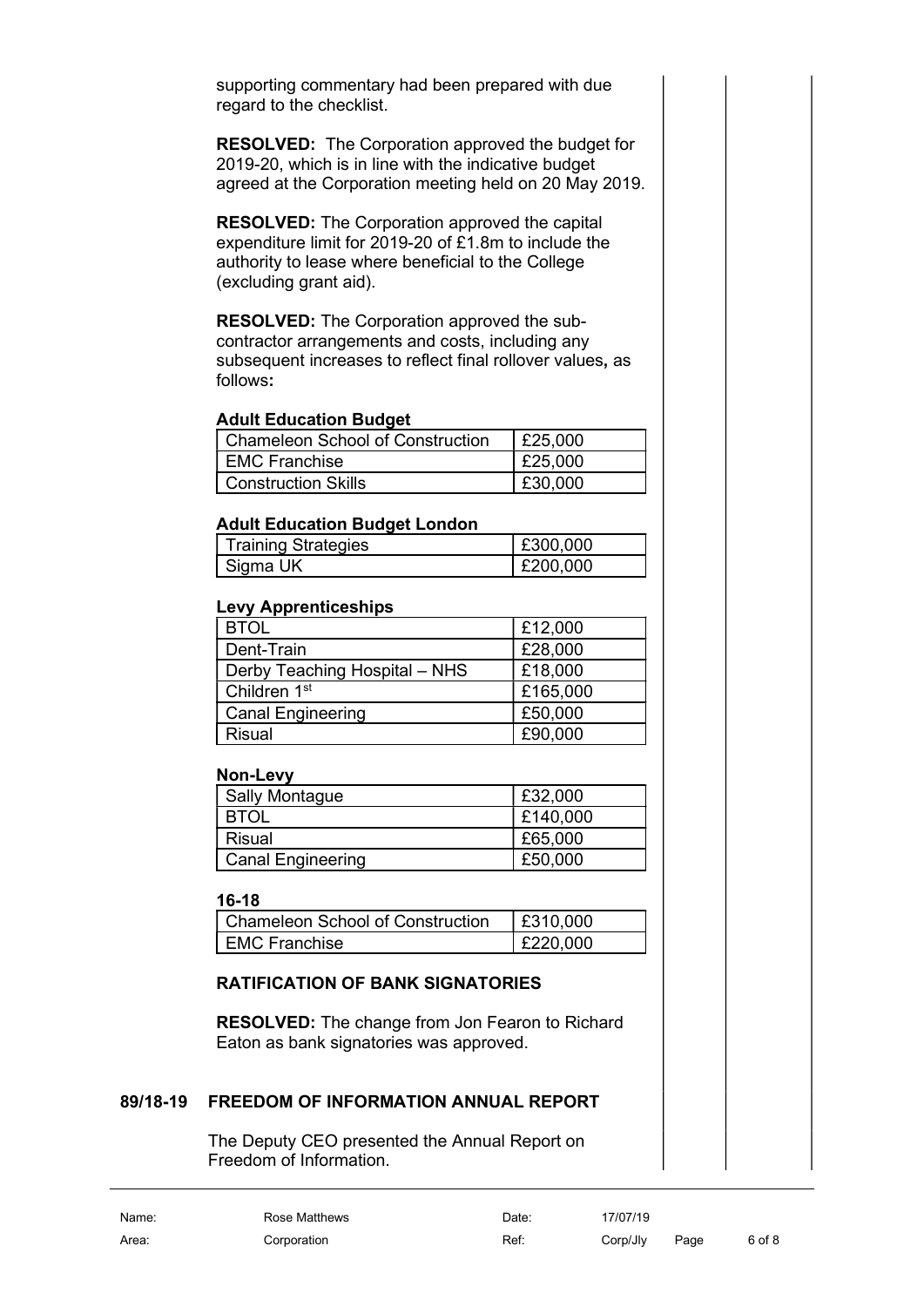supporting commentary had been prepared with due regard to the checklist.

**RESOLVED:** The Corporation approved the budget for 2019-20, which is in line with the indicative budget agreed at the Corporation meeting held on 20 May 2019.

**RESOLVED:** The Corporation approved the capital expenditure limit for 2019-20 of £1.8m to include the authority to lease where beneficial to the College (excluding grant aid).

**RESOLVED:** The Corporation approved the sub-contractor arrangements and costs, including any subsequent increases to reflect final rollover values**,** as follows**:**

**Adult Education Budget**

| | |
|---|---|
| Chameleon School of Construction | £25,000 |
| EMC Franchise | £25,000 |
| Construction Skills | £30,000 |

**Adult Education Budget London**

| | |
|---|---|
| Training Strategies | £300,000 |
| Sigma UK | £200,000 |

**Levy Apprenticeships**

| | |
|---|---|
| BTOL | £12,000 |
| Dent-Train | £28,000 |
| Derby Teaching Hospital – NHS | £18,000 |
| Children 1st | £165,000 |
| Canal Engineering | £50,000 |
| Risual | £90,000 |

**Non-Levy**

| | |
|---|---|
| Sally Montague | £32,000 |
| BTOL | £140,000 |
| Risual | £65,000 |
| Canal Engineering | £50,000 |

**16-18**

| | |
|---|---|
| Chameleon School of Construction | £310,000 |
| EMC Franchise | £220,000 |

**RATIFICATION OF BANK SIGNATORIES**

**RESOLVED:** The change from Jon Fearon to Richard Eaton as bank signatories was approved.

## 89/18-19 FREEDOM OF INFORMATION ANNUAL REPORT

The Deputy CEO presented the Annual Report on Freedom of Information.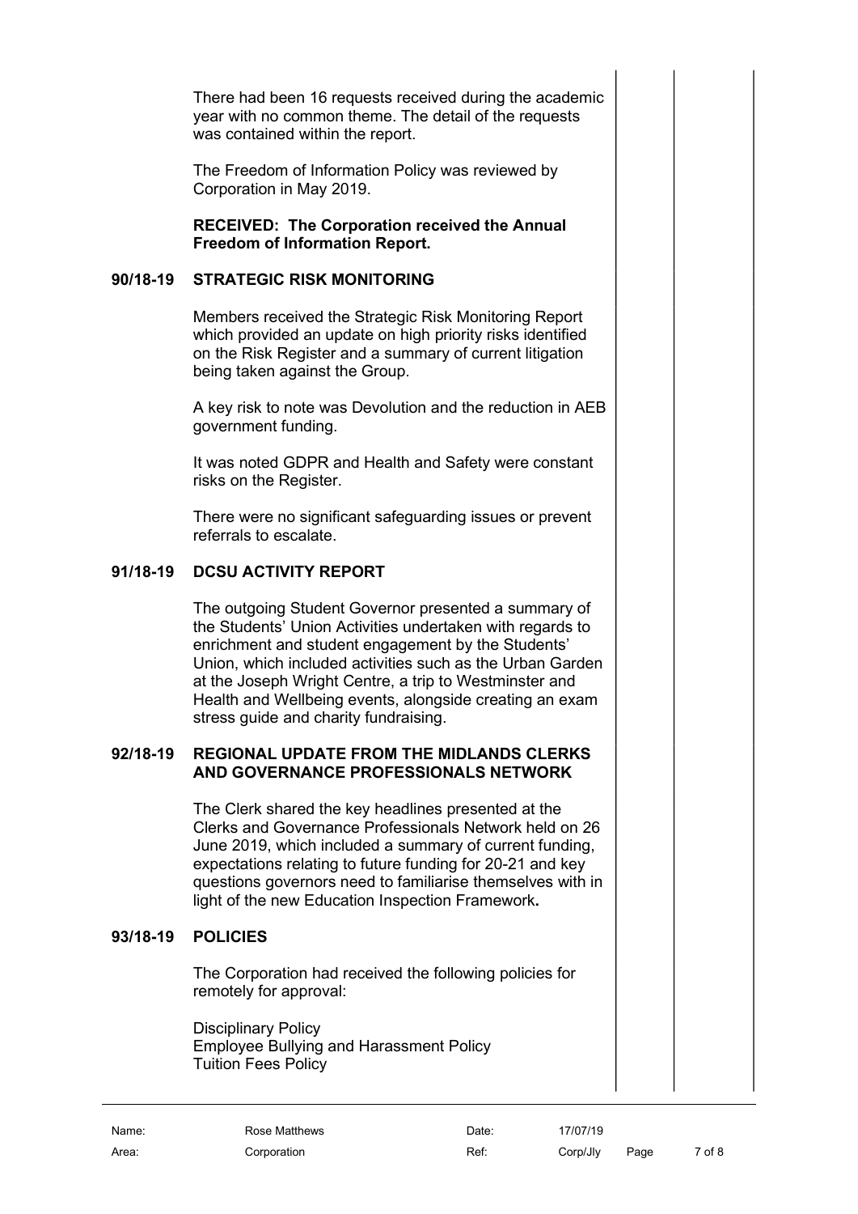There had been 16 requests received during the academic year with no common theme. The detail of the requests was contained within the report.

The Freedom of Information Policy was reviewed by Corporation in May 2019.

**RECEIVED: The Corporation received the Annual Freedom of Information Report.**

## 90/18-19 STRATEGIC RISK MONITORING

Members received the Strategic Risk Monitoring Report which provided an update on high priority risks identified on the Risk Register and a summary of current litigation being taken against the Group.

A key risk to note was Devolution and the reduction in AEB government funding.

It was noted GDPR and Health and Safety were constant risks on the Register.

There were no significant safeguarding issues or prevent referrals to escalate.

## 91/18-19 DCSU ACTIVITY REPORT

The outgoing Student Governor presented a summary of the Students' Union Activities undertaken with regards to enrichment and student engagement by the Students' Union, which included activities such as the Urban Garden at the Joseph Wright Centre, a trip to Westminster and Health and Wellbeing events, alongside creating an exam stress guide and charity fundraising.

## 92/18-19 REGIONAL UPDATE FROM THE MIDLANDS CLERKS AND GOVERNANCE PROFESSIONALS NETWORK

The Clerk shared the key headlines presented at the Clerks and Governance Professionals Network held on 26 June 2019, which included a summary of current funding, expectations relating to future funding for 20-21 and key questions governors need to familiarise themselves with in light of the new Education Inspection Framework**.**

## 93/18-19 POLICIES

The Corporation had received the following policies for remotely for approval:

Disciplinary Policy
Employee Bullying and Harassment Policy
Tuition Fees Policy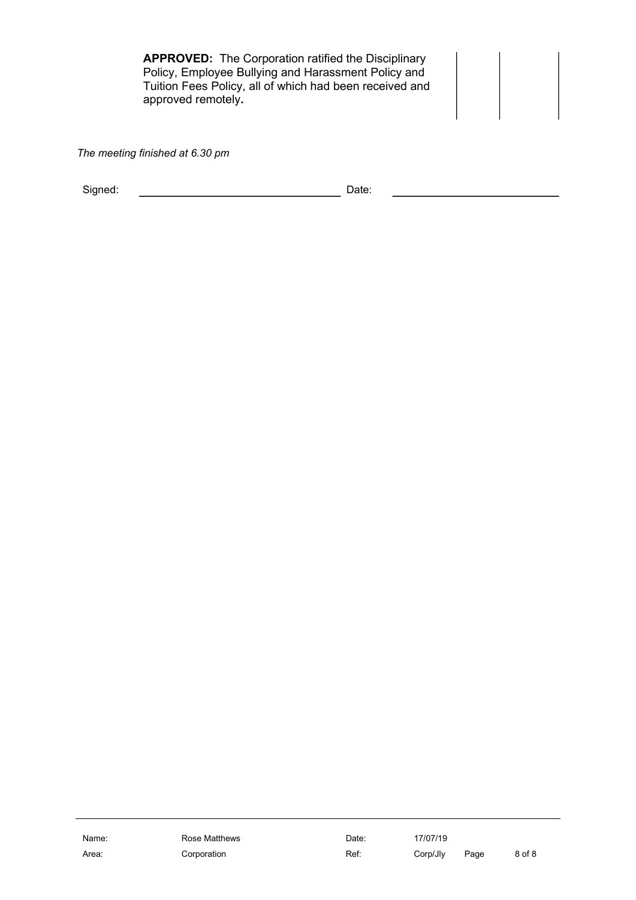**APPROVED:** The Corporation ratified the Disciplinary Policy, Employee Bullying and Harassment Policy and Tuition Fees Policy, all of which had been received and approved remotely**.**

*The meeting finished at 6.30 pm*

Signed: \_\_\_\_\_\_\_\_\_\_\_\_\_\_\_\_\_\_\_\_\_\_\_\_\_\_\_\_ Date: \_\_\_\_\_\_\_\_\_\_\_\_\_\_\_\_\_\_\_\_\_\_\_\_